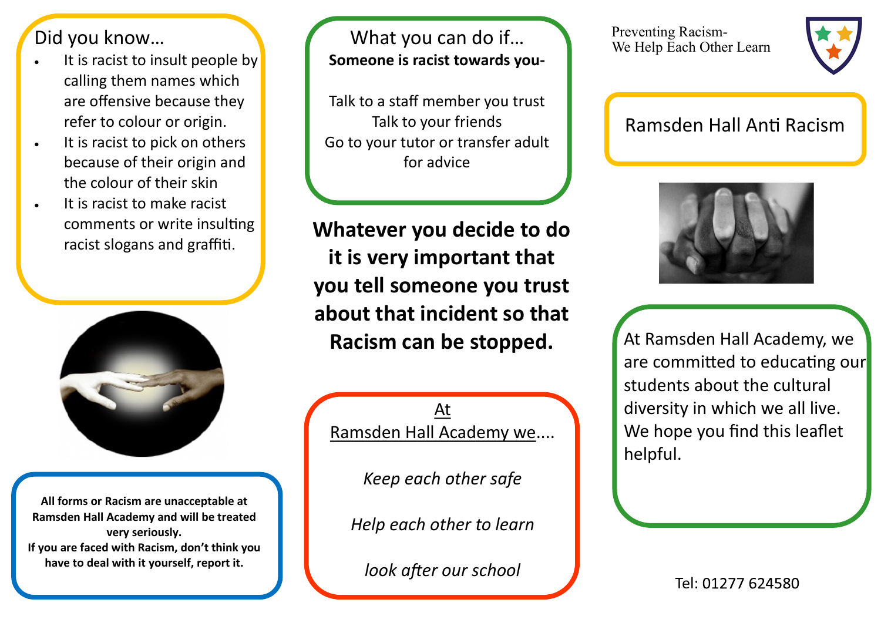Preventing Racism-
We Help Each Other Learn

# Ramsden Hall Anti Racism

At Ramsden Hall Academy, we are committed to educating our students about the cultural diversity in which we all live. We hope you find this leaflet helpful.

Tel: 01277 624580

## Did you know…

- It is racist to insult people by calling them names which are offensive because they refer to colour or origin.
- It is racist to pick on others because of their origin and the colour of their skin
- It is racist to make racist comments or write insulting racist slogans and graffiti.

**All forms or Racism are unacceptable at Ramsden Hall Academy and will be treated very seriously.**
**If you are faced with Racism, don't think you have to deal with it yourself, report it.**

## What you can do if…

**Someone is racist towards you-**

Talk to a staff member you trust
Talk to your friends
Go to your tutor or transfer adult for advice

**Whatever you decide to do it is very important that you tell someone you trust about that incident so that Racism can be stopped.**

At
Ramsden Hall Academy we....

*Keep each other safe*

*Help each other to learn*

*look after our school*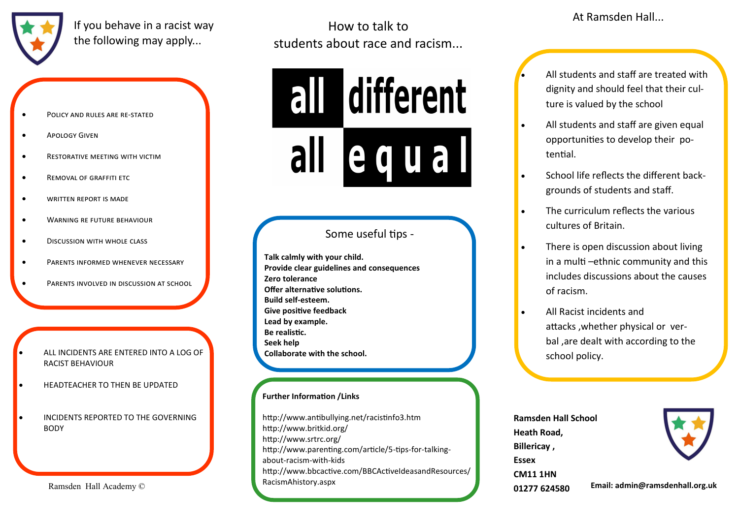If you behave in a racist way the following may apply...

- Policy and rules are re-stated
- Apology Given
- Restorative meeting with victim
- Removal of graffiti etc
- written report is made
- Warning re future behaviour
- Discussion with whole class
- Parents informed whenever necessary
- Parents involved in discussion at school

- ALL INCIDENTS ARE ENTERED INTO A LOG OF RACIST BEHAVIOUR
- HEADTEACHER TO THEN BE UPDATED
- INCIDENTS REPORTED TO THE GOVERNING BODY

Ramsden Hall Academy ©

## How to talk to students about race and racism...

**all different**
**all equal**

### Some useful tips -

**Talk calmly with your child.**
**Provide clear guidelines and consequences**
**Zero tolerance**
**Offer alternative solutions.**
**Build self-esteem.**
**Give positive feedback**
**Lead by example.**
**Be realistic.**
**Seek help**
**Collaborate with the school.**

**Further Information /Links**

http://www.antibullying.net/racistinfo3.htm
http://www.britkid.org/
http://www.srtrc.org/
http://www.parenting.com/article/5-tips-for-talking-about-racism-with-kids
http://www.bbcactive.com/BBCActiveIdeasandResources/RacismAhistory.aspx

## At Ramsden Hall...

- All students and staff are treated with dignity and should feel that their culture is valued by the school
- All students and staff are given equal opportunities to develop their potential.
- School life reflects the different backgrounds of students and staff.
- The curriculum reflects the various cultures of Britain.
- There is open discussion about living in a multi –ethnic community and this includes discussions about the causes of racism.
- All Racist incidents and attacks ,whether physical or verbal ,are dealt with according to the school policy.

**Ramsden Hall School**
**Heath Road,**
**Billericay ,**
**Essex**
**CM11 1HN**
**01277 624580**

**Email: admin@ramsdenhall.org.uk**